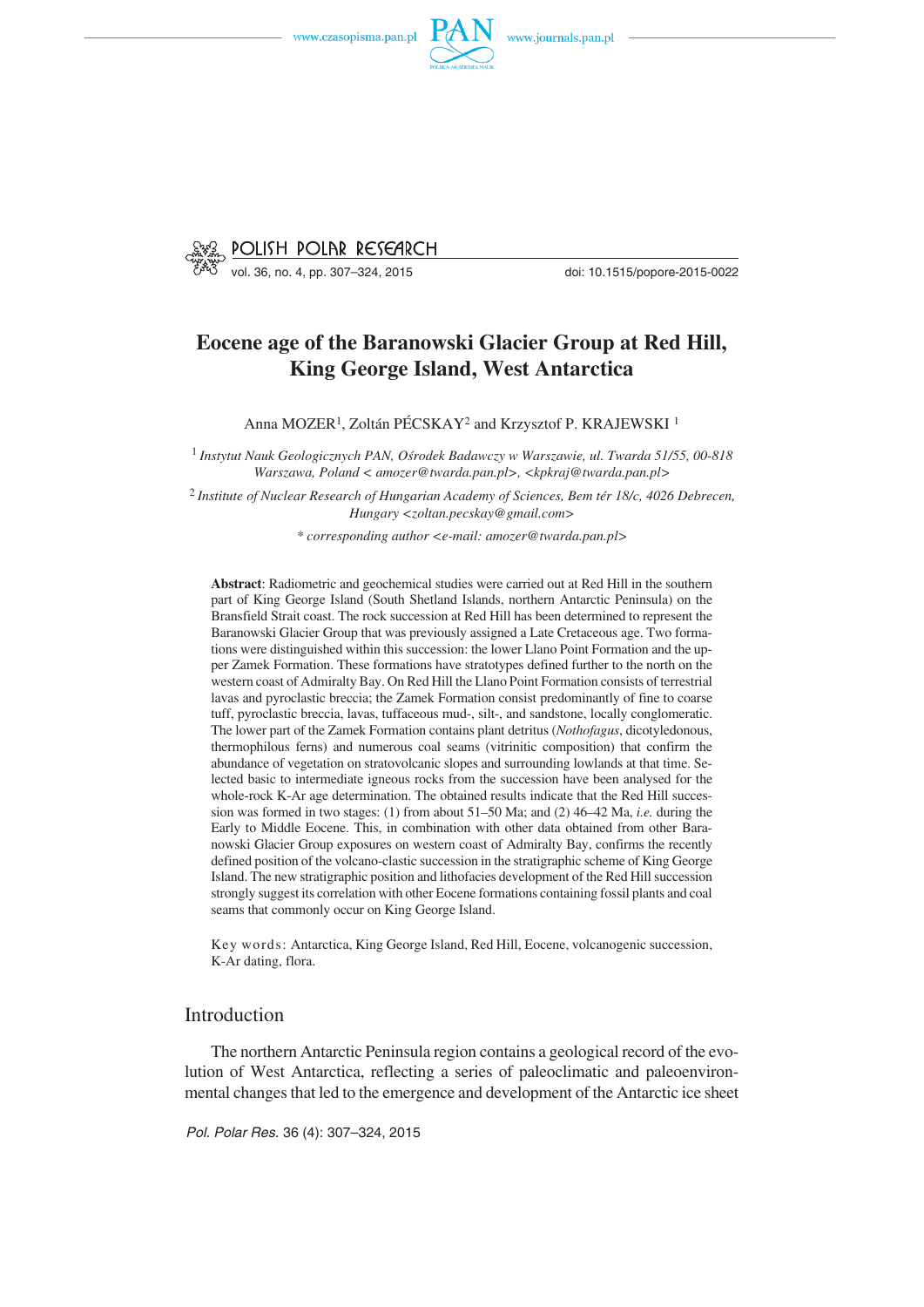# Eocene age of the Baranowski Glacier Group at Red Hill, King George Island, West Antarctica

Anna MOZER[1], Zoltán PÉCSKAY[2] and Krzysztof P. KRAJEWSKI [1]

[1] *Instytut Nauk Geologicznych PAN, Ośrodek Badawczy w Warszawie, ul. Twarda 51/55, 00-818 Warszawa, Poland < amozer@twarda.pan.pl>, <kpkraj@twarda.pan.pl>*

[2] *Institute of Nuclear Research of Hungarian Academy of Sciences, Bem tér 18/c, 4026 Debrecen, Hungary <zoltan.pecskay@gmail.com>*

*\* corresponding author <e-mail: amozer@twarda.pan.pl>*

**Abstract**: Radiometric and geochemical studies were carried out at Red Hill in the southern part of King George Island (South Shetland Islands, northern Antarctic Peninsula) on the Bransfield Strait coast. The rock succession at Red Hill has been determined to represent the Baranowski Glacier Group that was previously assigned a Late Cretaceous age. Two formations were distinguished within this succession: the lower Llano Point Formation and the upper Zamek Formation. These formations have stratotypes defined further to the north on the western coast of Admiralty Bay. On Red Hill the Llano Point Formation consists of terrestrial lavas and pyroclastic breccia; the Zamek Formation consist predominantly of fine to coarse tuff, pyroclastic breccia, lavas, tuffaceous mud-, silt-, and sandstone, locally conglomeratic. The lower part of the Zamek Formation contains plant detritus (*Nothofagus*, dicotyledonous, thermophilous ferns) and numerous coal seams (vitrinitic composition) that confirm the abundance of vegetation on stratovolcanic slopes and surrounding lowlands at that time. Selected basic to intermediate igneous rocks from the succession have been analysed for the whole-rock K-Ar age determination. The obtained results indicate that the Red Hill succession was formed in two stages: (1) from about 51–50 Ma; and (2) 46–42 Ma, *i.e.* during the Early to Middle Eocene. This, in combination with other data obtained from other Baranowski Glacier Group exposures on western coast of Admiralty Bay, confirms the recently defined position of the volcano-clastic succession in the stratigraphic scheme of King George Island. The new stratigraphic position and lithofacies development of the Red Hill succession strongly suggest its correlation with other Eocene formations containing fossil plants and coal seams that commonly occur on King George Island.

Key words: Antarctica, King George Island, Red Hill, Eocene, volcanogenic succession, K-Ar dating, flora.

## Introduction

The northern Antarctic Peninsula region contains a geological record of the evolution of West Antarctica, reflecting a series of paleoclimatic and paleoenvironmental changes that led to the emergence and development of the Antarctic ice sheet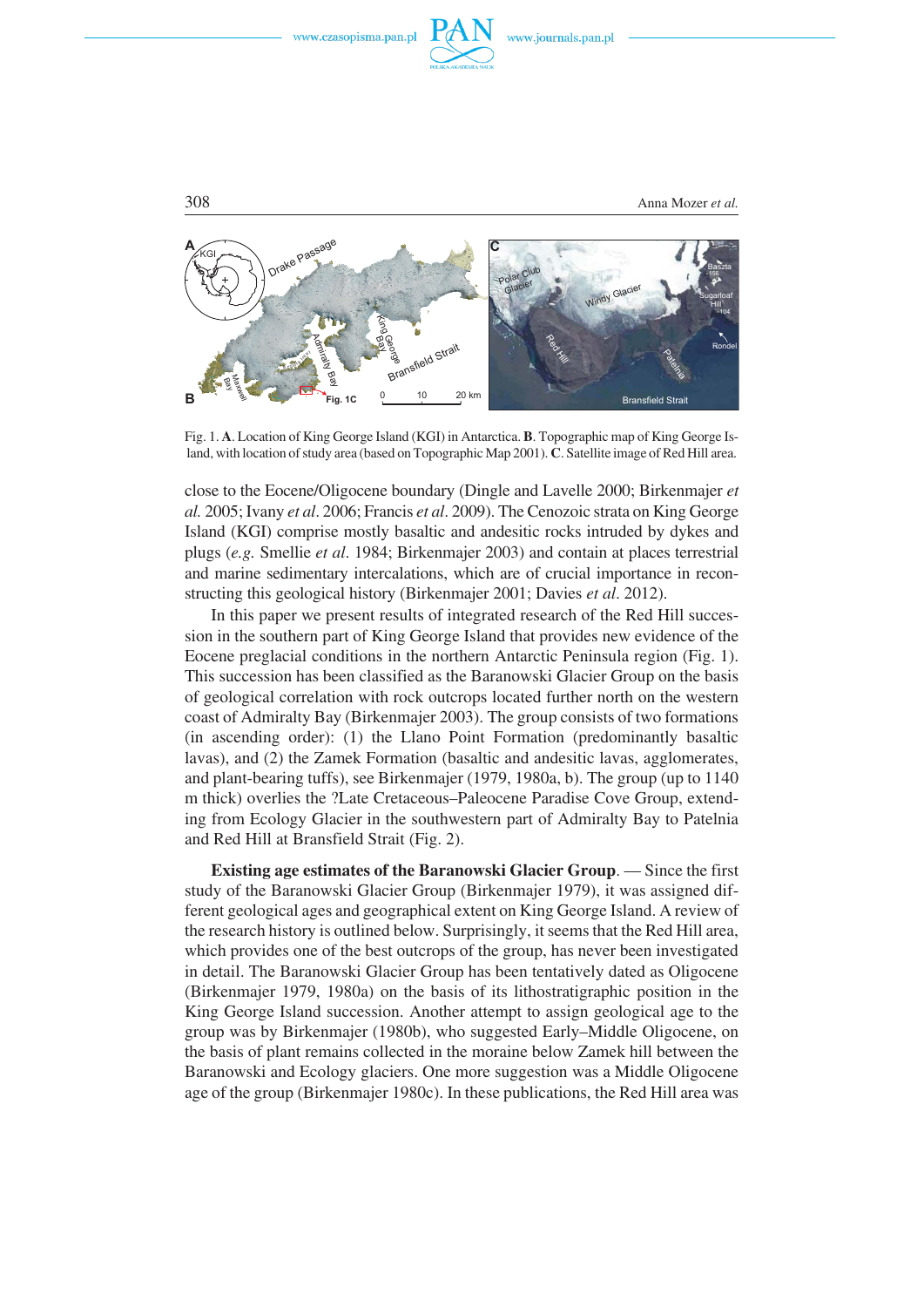Fig. 1. **A**. Location of King George Island (KGI) in Antarctica. **B**. Topographic map of King George Island, with location of study area (based on Topographic Map 2001). **C**. Satellite image of Red Hill area.

close to the Eocene/Oligocene boundary (Dingle and Lavelle 2000; Birkenmajer *et al.* 2005; Ivany *et al*. 2006; Francis *et al*. 2009). The Cenozoic strata on King George Island (KGI) comprise mostly basaltic and andesitic rocks intruded by dykes and plugs (*e.g.* Smellie *et al*. 1984; Birkenmajer 2003) and contain at places terrestrial and marine sedimentary intercalations, which are of crucial importance in reconstructing this geological history (Birkenmajer 2001; Davies *et al*. 2012).

In this paper we present results of integrated research of the Red Hill succession in the southern part of King George Island that provides new evidence of the Eocene preglacial conditions in the northern Antarctic Peninsula region (Fig. 1). This succession has been classified as the Baranowski Glacier Group on the basis of geological correlation with rock outcrops located further north on the western coast of Admiralty Bay (Birkenmajer 2003). The group consists of two formations (in ascending order): (1) the Llano Point Formation (predominantly basaltic lavas), and (2) the Zamek Formation (basaltic and andesitic lavas, agglomerates, and plant-bearing tuffs), see Birkenmajer (1979, 1980a, b). The group (up to 1140 m thick) overlies the ?Late Cretaceous–Paleocene Paradise Cove Group, extending from Ecology Glacier in the southwestern part of Admiralty Bay to Patelnia and Red Hill at Bransfield Strait (Fig. 2).

**Existing age estimates of the Baranowski Glacier Group**. — Since the first study of the Baranowski Glacier Group (Birkenmajer 1979), it was assigned different geological ages and geographical extent on King George Island. A review of the research history is outlined below. Surprisingly, it seems that the Red Hill area, which provides one of the best outcrops of the group, has never been investigated in detail. The Baranowski Glacier Group has been tentatively dated as Oligocene (Birkenmajer 1979, 1980a) on the basis of its lithostratigraphic position in the King George Island succession. Another attempt to assign geological age to the group was by Birkenmajer (1980b), who suggested Early–Middle Oligocene, on the basis of plant remains collected in the moraine below Zamek hill between the Baranowski and Ecology glaciers. One more suggestion was a Middle Oligocene age of the group (Birkenmajer 1980c). In these publications, the Red Hill area was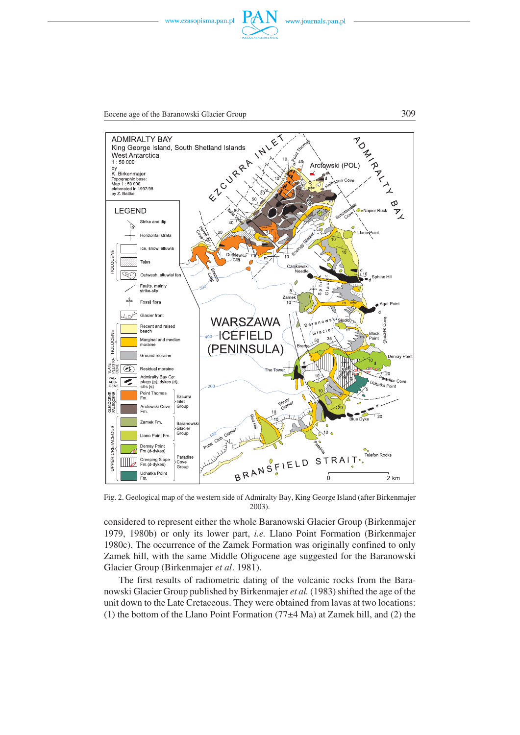Fig. 2. Geological map of the western side of Admiralty Bay, King George Island (after Birkenmajer 2003).

considered to represent either the whole Baranowski Glacier Group (Birkenmajer 1979, 1980b) or only its lower part, *i.e.* Llano Point Formation (Birkenmajer 1980c). The occurrence of the Zamek Formation was originally confined to only Zamek hill, with the same Middle Oligocene age suggested for the Baranowski Glacier Group (Birkenmajer *et al*. 1981).

The first results of radiometric dating of the volcanic rocks from the Baranowski Glacier Group published by Birkenmajer *et al.* (1983) shifted the age of the unit down to the Late Cretaceous. They were obtained from lavas at two locations: (1) the bottom of the Llano Point Formation (77±4 Ma) at Zamek hill, and (2) the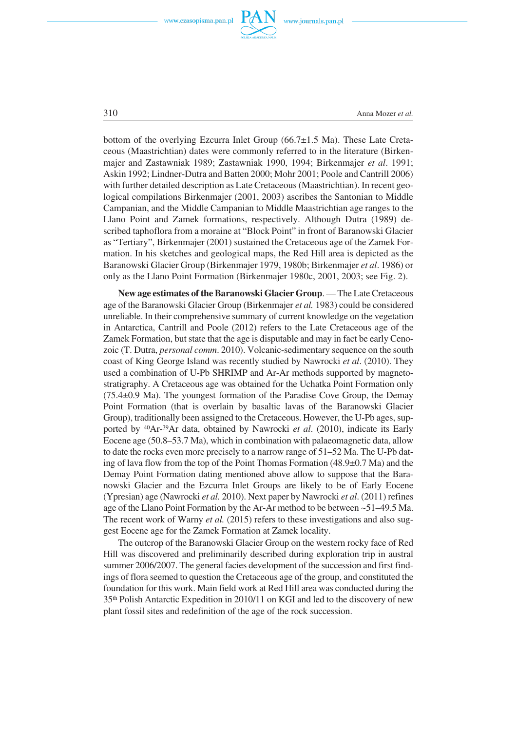bottom of the overlying Ezcurra Inlet Group (66.7±1.5 Ma). These Late Cretaceous (Maastrichtian) dates were commonly referred to in the literature (Birkenmajer and Zastawniak 1989; Zastawniak 1990, 1994; Birkenmajer *et al*. 1991; Askin 1992; Lindner-Dutra and Batten 2000; Mohr 2001; Poole and Cantrill 2006) with further detailed description as Late Cretaceous (Maastrichtian). In recent geological compilations Birkenmajer (2001, 2003) ascribes the Santonian to Middle Campanian, and the Middle Campanian to Middle Maastrichtian age ranges to the Llano Point and Zamek formations, respectively. Although Dutra (1989) described taphoflora from a moraine at "Block Point" in front of Baranowski Glacier as "Tertiary", Birkenmajer (2001) sustained the Cretaceous age of the Zamek Formation. In his sketches and geological maps, the Red Hill area is depicted as the Baranowski Glacier Group (Birkenmajer 1979, 1980b; Birkenmajer *et al*. 1986) or only as the Llano Point Formation (Birkenmajer 1980c, 2001, 2003; see Fig. 2).

**New age estimates of the Baranowski Glacier Group**. — The Late Cretaceous age of the Baranowski Glacier Group (Birkenmajer *et al.* 1983) could be considered unreliable. In their comprehensive summary of current knowledge on the vegetation in Antarctica, Cantrill and Poole (2012) refers to the Late Cretaceous age of the Zamek Formation, but state that the age is disputable and may in fact be early Cenozoic (T. Dutra, *personal comm*. 2010). Volcanic-sedimentary sequence on the south coast of King George Island was recently studied by Nawrocki *et al*. (2010). They used a combination of U-Pb SHRIMP and Ar-Ar methods supported by magnetostratigraphy. A Cretaceous age was obtained for the Uchatka Point Formation only (75.4±0.9 Ma). The youngest formation of the Paradise Cove Group, the Demay Point Formation (that is overlain by basaltic lavas of the Baranowski Glacier Group), traditionally been assigned to the Cretaceous. However, the U-Pb ages, supported by $^{40}$Ar-$^{39}$Ar data, obtained by Nawrocki *et al*. (2010), indicate its Early Eocene age (50.8–53.7 Ma), which in combination with palaeomagnetic data, allow to date the rocks even more precisely to a narrow range of 51–52 Ma. The U-Pb dating of lava flow from the top of the Point Thomas Formation (48.9±0.7 Ma) and the Demay Point Formation dating mentioned above allow to suppose that the Baranowski Glacier and the Ezcurra Inlet Groups are likely to be of Early Eocene (Ypresian) age (Nawrocki *et al.* 2010). Next paper by Nawrocki *et al*. (2011) refines age of the Llano Point Formation by the Ar-Ar method to be between ~51–49.5 Ma. The recent work of Warny *et al.* (2015) refers to these investigations and also suggest Eocene age for the Zamek Formation at Zamek locality.

The outcrop of the Baranowski Glacier Group on the western rocky face of Red Hill was discovered and preliminarily described during exploration trip in austral summer 2006/2007. The general facies development of the succession and first findings of flora seemed to question the Cretaceous age of the group, and constituted the foundation for this work. Main field work at Red Hill area was conducted during the 35th Polish Antarctic Expedition in 2010/11 on KGI and led to the discovery of new plant fossil sites and redefinition of the age of the rock succession.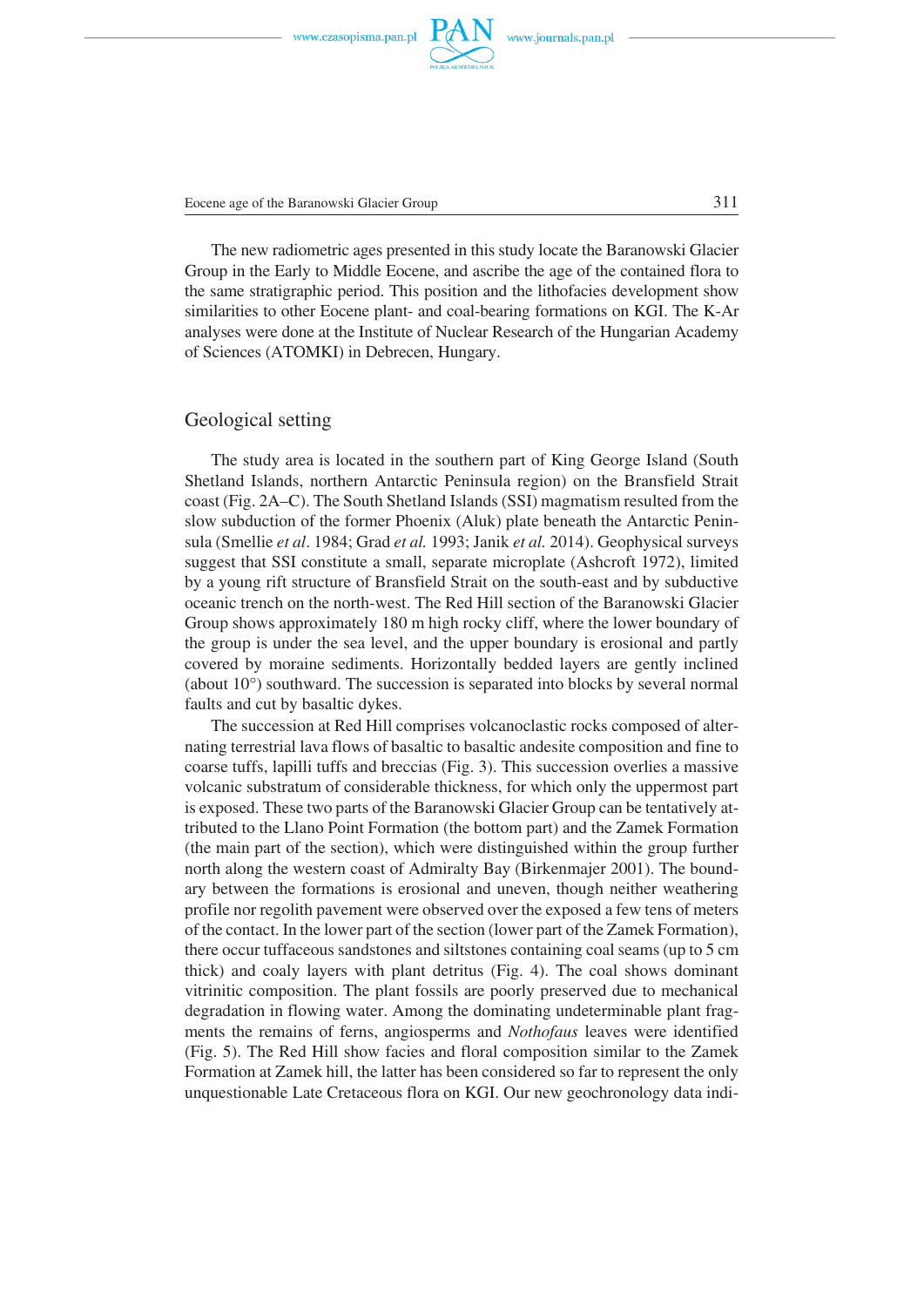The new radiometric ages presented in this study locate the Baranowski Glacier Group in the Early to Middle Eocene, and ascribe the age of the contained flora to the same stratigraphic period. This position and the lithofacies development show similarities to other Eocene plant- and coal-bearing formations on KGI. The K-Ar analyses were done at the Institute of Nuclear Research of the Hungarian Academy of Sciences (ATOMKI) in Debrecen, Hungary.

## Geological setting

The study area is located in the southern part of King George Island (South Shetland Islands, northern Antarctic Peninsula region) on the Bransfield Strait coast (Fig. 2A–C). The South Shetland Islands (SSI) magmatism resulted from the slow subduction of the former Phoenix (Aluk) plate beneath the Antarctic Peninsula (Smellie *et al*. 1984; Grad *et al.* 1993; Janik *et al.* 2014). Geophysical surveys suggest that SSI constitute a small, separate microplate (Ashcroft 1972), limited by a young rift structure of Bransfield Strait on the south-east and by subductive oceanic trench on the north-west. The Red Hill section of the Baranowski Glacier Group shows approximately 180 m high rocky cliff, where the lower boundary of the group is under the sea level, and the upper boundary is erosional and partly covered by moraine sediments. Horizontally bedded layers are gently inclined (about 10°) southward. The succession is separated into blocks by several normal faults and cut by basaltic dykes.

The succession at Red Hill comprises volcanoclastic rocks composed of alternating terrestrial lava flows of basaltic to basaltic andesite composition and fine to coarse tuffs, lapilli tuffs and breccias (Fig. 3). This succession overlies a massive volcanic substratum of considerable thickness, for which only the uppermost part is exposed. These two parts of the Baranowski Glacier Group can be tentatively attributed to the Llano Point Formation (the bottom part) and the Zamek Formation (the main part of the section), which were distinguished within the group further north along the western coast of Admiralty Bay (Birkenmajer 2001). The boundary between the formations is erosional and uneven, though neither weathering profile nor regolith pavement were observed over the exposed a few tens of meters of the contact. In the lower part of the section (lower part of the Zamek Formation), there occur tuffaceous sandstones and siltstones containing coal seams (up to 5 cm thick) and coaly layers with plant detritus (Fig. 4). The coal shows dominant vitrinitic composition. The plant fossils are poorly preserved due to mechanical degradation in flowing water. Among the dominating undeterminable plant fragments the remains of ferns, angiosperms and *Nothofaus* leaves were identified (Fig. 5). The Red Hill show facies and floral composition similar to the Zamek Formation at Zamek hill, the latter has been considered so far to represent the only unquestionable Late Cretaceous flora on KGI. Our new geochronology data indi-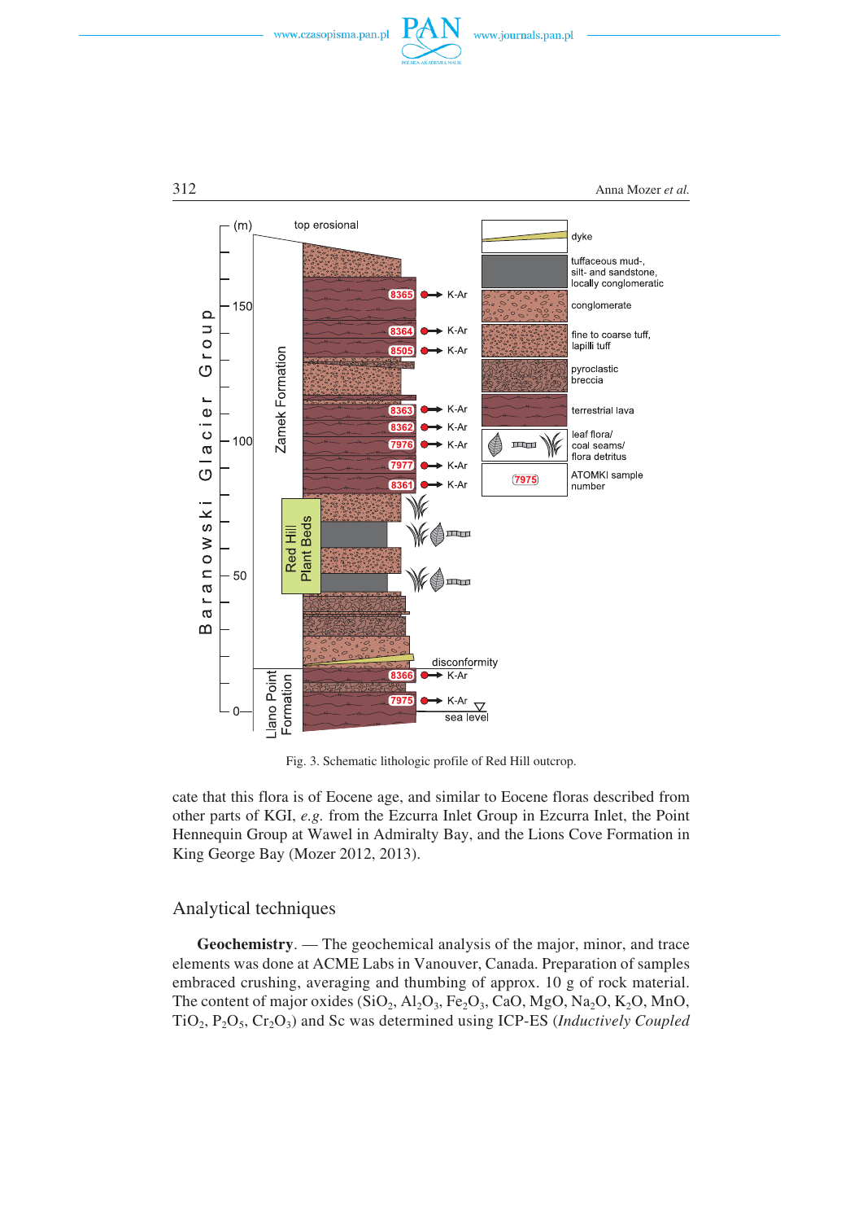Fig. 3. Schematic lithologic profile of Red Hill outcrop.

cate that this flora is of Eocene age, and similar to Eocene floras described from other parts of KGI, *e.g.* from the Ezcurra Inlet Group in Ezcurra Inlet, the Point Hennequin Group at Wawel in Admiralty Bay, and the Lions Cove Formation in King George Bay (Mozer 2012, 2013).

## Analytical techniques

**Geochemistry**. — The geochemical analysis of the major, minor, and trace elements was done at ACME Labs in Vanouver, Canada. Preparation of samples embraced crushing, averaging and thumbing of approx. 10 g of rock material. The content of major oxides ($SiO_2$, $Al_2O_3$, $Fe_2O_3$, CaO, MgO, $Na_2O$, $K_2O$, MnO, $TiO_2$, $P_2O_5$, $Cr_2O_3$) and Sc was determined using ICP-ES (*Inductively Coupled*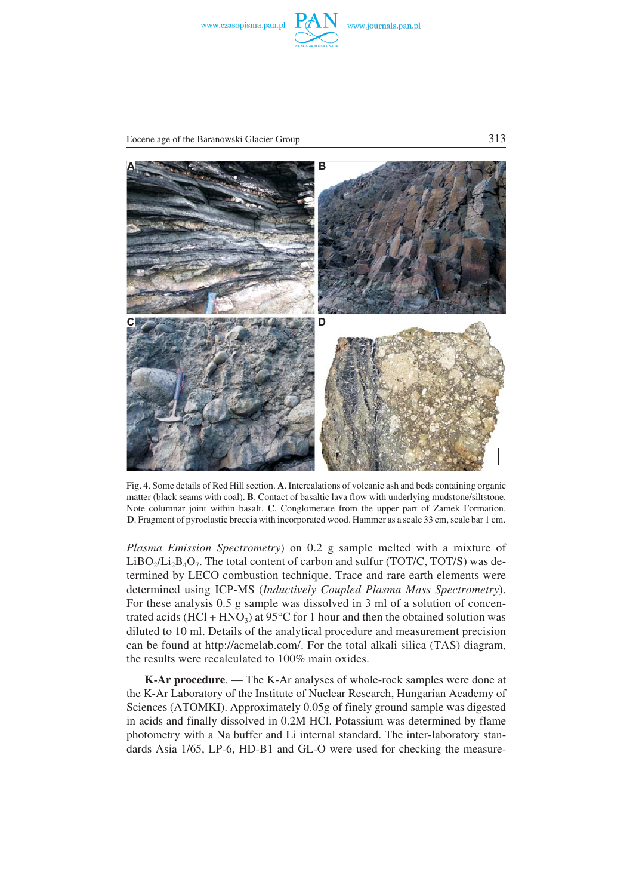Fig. 4. Some details of Red Hill section. **A**. Intercalations of volcanic ash and beds containing organic matter (black seams with coal). **B**. Contact of basaltic lava flow with underlying mudstone/siltstone. Note columnar joint within basalt. **C**. Conglomerate from the upper part of Zamek Formation. **D**. Fragment of pyroclastic breccia with incorporated wood. Hammer as a scale 33 cm, scale bar 1 cm.

*Plasma Emission Spectrometry*) on 0.2 g sample melted with a mixture of $LiBO_2/Li_2B_4O_7$. The total content of carbon and sulfur (TOT/C, TOT/S) was determined by LECO combustion technique. Trace and rare earth elements were determined using ICP-MS (*Inductively Coupled Plasma Mass Spectrometry*). For these analysis 0.5 g sample was dissolved in 3 ml of a solution of concentrated acids ($HCl + HNO_3$) at 95°C for 1 hour and then the obtained solution was diluted to 10 ml. Details of the analytical procedure and measurement precision can be found at http://acmelab.com/. For the total alkali silica (TAS) diagram, the results were recalculated to 100% main oxides.

**K-Ar procedure**. — The K-Ar analyses of whole-rock samples were done at the K-Ar Laboratory of the Institute of Nuclear Research, Hungarian Academy of Sciences (ATOMKI). Approximately 0.05g of finely ground sample was digested in acids and finally dissolved in 0.2M HCl. Potassium was determined by flame photometry with a Na buffer and Li internal standard. The inter-laboratory standards Asia 1/65, LP-6, HD-B1 and GL-O were used for checking the measure-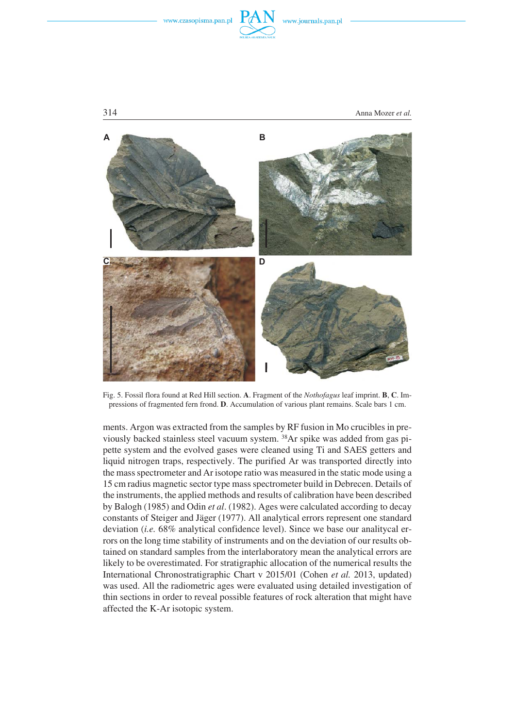Fig. 5. Fossil flora found at Red Hill section. **A**. Fragment of the *Nothofagus* leaf imprint. **B**, **C**. Impressions of fragmented fern frond. **D**. Accumulation of various plant remains. Scale bars 1 cm.

ments. Argon was extracted from the samples by RF fusion in Mo crucibles in previously backed stainless steel vacuum system. $^{38}$Ar spike was added from gas pipette system and the evolved gases were cleaned using Ti and SAES getters and liquid nitrogen traps, respectively. The purified Ar was transported directly into the mass spectrometer and Ar isotope ratio was measured in the static mode using a 15 cm radius magnetic sector type mass spectrometer build in Debrecen. Details of the instruments, the applied methods and results of calibration have been described by Balogh (1985) and Odin *et al*. (1982). Ages were calculated according to decay constants of Steiger and Jäger (1977). All analytical errors represent one standard deviation (*i.e.* 68% analytical confidence level). Since we base our analitycal errors on the long time stability of instruments and on the deviation of our results obtained on standard samples from the interlaboratory mean the analytical errors are likely to be overestimated. For stratigraphic allocation of the numerical results the International Chronostratigraphic Chart v 2015/01 (Cohen *et al.* 2013, updated) was used. All the radiometric ages were evaluated using detailed investigation of thin sections in order to reveal possible features of rock alteration that might have affected the K-Ar isotopic system.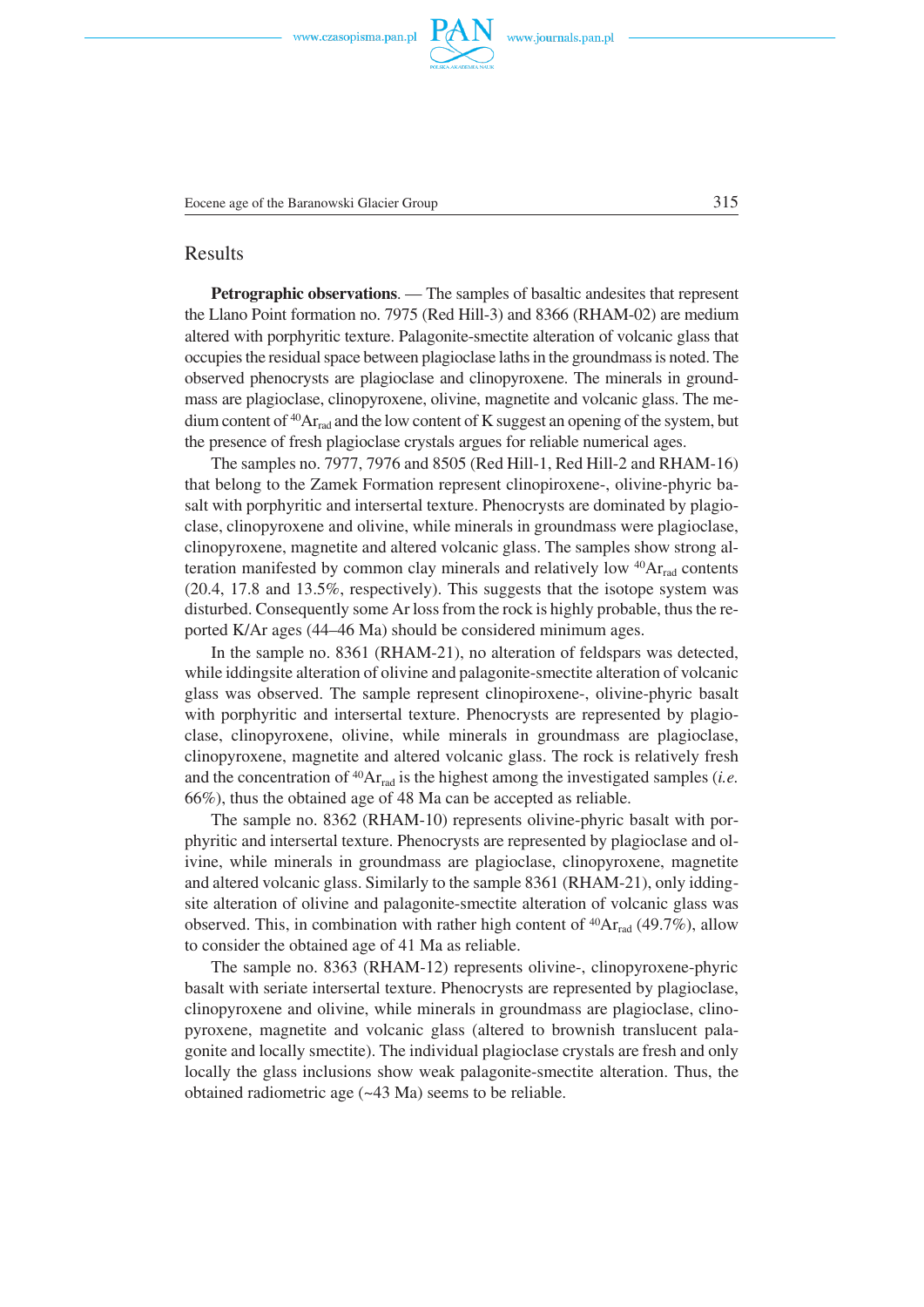## Results

**Petrographic observations**. — The samples of basaltic andesites that represent the Llano Point formation no. 7975 (Red Hill-3) and 8366 (RHAM-02) are medium altered with porphyritic texture. Palagonite-smectite alteration of volcanic glass that occupies the residual space between plagioclase laths in the groundmass is noted. The observed phenocrysts are plagioclase and clinopyroxene. The minerals in groundmass are plagioclase, clinopyroxene, olivine, magnetite and volcanic glass. The medium content of $^{40}Ar_{rad}$ and the low content of K suggest an opening of the system, but the presence of fresh plagioclase crystals argues for reliable numerical ages.

The samples no. 7977, 7976 and 8505 (Red Hill-1, Red Hill-2 and RHAM-16) that belong to the Zamek Formation represent clinopiroxene-, olivine-phyric basalt with porphyritic and intersertal texture. Phenocrysts are dominated by plagioclase, clinopyroxene and olivine, while minerals in groundmass were plagioclase, clinopyroxene, magnetite and altered volcanic glass. The samples show strong alteration manifested by common clay minerals and relatively low $^{40}Ar_{rad}$ contents (20.4, 17.8 and 13.5%, respectively). This suggests that the isotope system was disturbed. Consequently some Ar loss from the rock is highly probable, thus the reported K/Ar ages (44–46 Ma) should be considered minimum ages.

In the sample no. 8361 (RHAM-21), no alteration of feldspars was detected, while iddingsite alteration of olivine and palagonite-smectite alteration of volcanic glass was observed. The sample represent clinopiroxene-, olivine-phyric basalt with porphyritic and intersertal texture. Phenocrysts are represented by plagioclase, clinopyroxene, olivine, while minerals in groundmass are plagioclase, clinopyroxene, magnetite and altered volcanic glass. The rock is relatively fresh and the concentration of $^{40}Ar_{rad}$ is the highest among the investigated samples (*i.e.* 66%), thus the obtained age of 48 Ma can be accepted as reliable.

The sample no. 8362 (RHAM-10) represents olivine-phyric basalt with porphyritic and intersertal texture. Phenocrysts are represented by plagioclase and olivine, while minerals in groundmass are plagioclase, clinopyroxene, magnetite and altered volcanic glass. Similarly to the sample 8361 (RHAM-21), only iddingsite alteration of olivine and palagonite-smectite alteration of volcanic glass was observed. This, in combination with rather high content of $^{40}Ar_{rad}$ (49.7%), allow to consider the obtained age of 41 Ma as reliable.

The sample no. 8363 (RHAM-12) represents olivine-, clinopyroxene-phyric basalt with seriate intersertal texture. Phenocrysts are represented by plagioclase, clinopyroxene and olivine, while minerals in groundmass are plagioclase, clinopyroxene, magnetite and volcanic glass (altered to brownish translucent palagonite and locally smectite). The individual plagioclase crystals are fresh and only locally the glass inclusions show weak palagonite-smectite alteration. Thus, the obtained radiometric age (~43 Ma) seems to be reliable.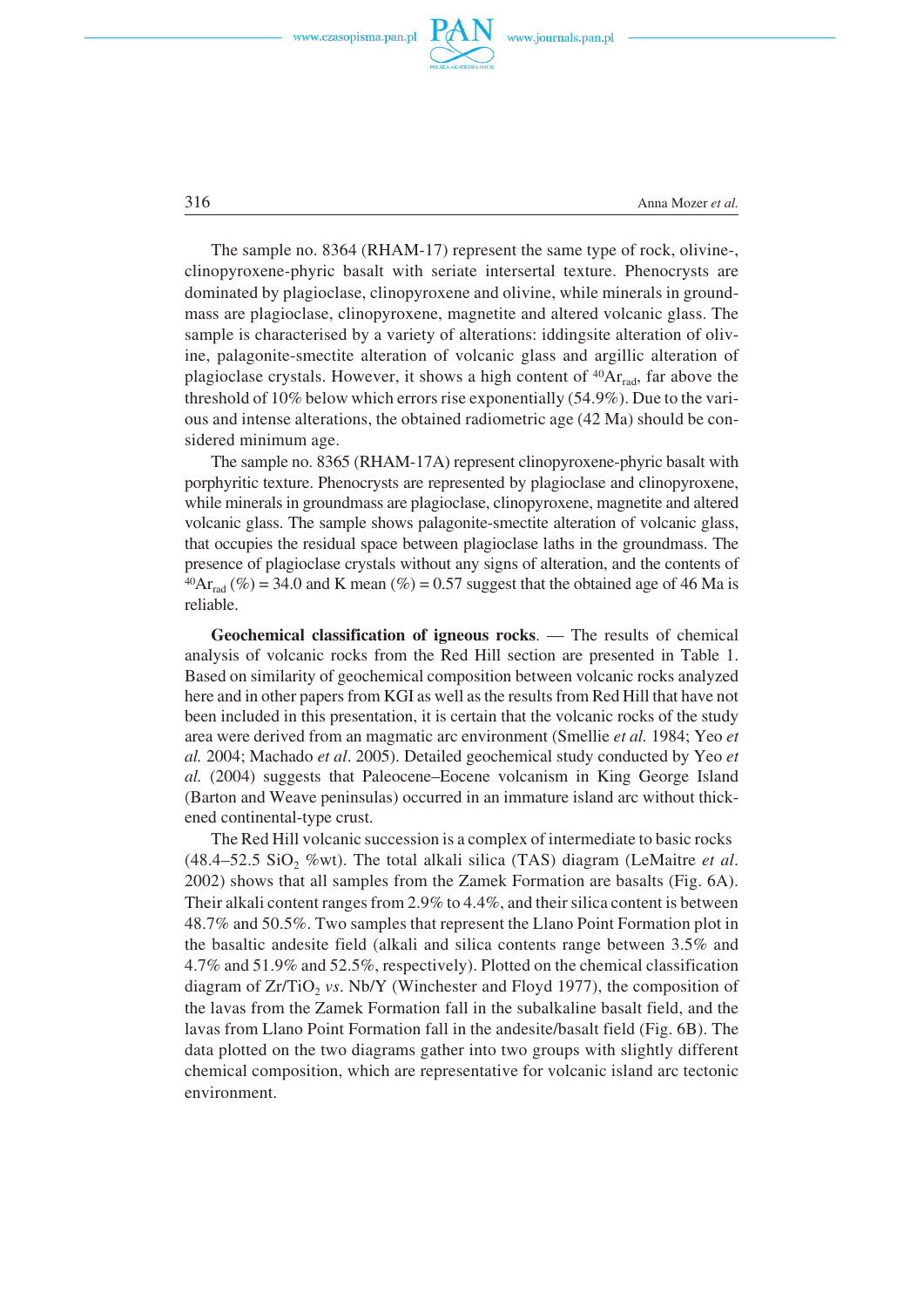The sample no. 8364 (RHAM-17) represent the same type of rock, olivine-, clinopyroxene-phyric basalt with seriate intersertal texture. Phenocrysts are dominated by plagioclase, clinopyroxene and olivine, while minerals in groundmass are plagioclase, clinopyroxene, magnetite and altered volcanic glass. The sample is characterised by a variety of alterations: iddingsite alteration of olivine, palagonite-smectite alteration of volcanic glass and argillic alteration of plagioclase crystals. However, it shows a high content of $^{40}Ar_{rad}$, far above the threshold of 10% below which errors rise exponentially (54.9%). Due to the various and intense alterations, the obtained radiometric age (42 Ma) should be considered minimum age.

The sample no. 8365 (RHAM-17A) represent clinopyroxene-phyric basalt with porphyritic texture. Phenocrysts are represented by plagioclase and clinopyroxene, while minerals in groundmass are plagioclase, clinopyroxene, magnetite and altered volcanic glass. The sample shows palagonite-smectite alteration of volcanic glass, that occupies the residual space between plagioclase laths in the groundmass. The presence of plagioclase crystals without any signs of alteration, and the contents of $^{40}Ar_{rad}$ (%) = 34.0 and K mean (%) = 0.57 suggest that the obtained age of 46 Ma is reliable.

**Geochemical classification of igneous rocks**. — The results of chemical analysis of volcanic rocks from the Red Hill section are presented in Table 1. Based on similarity of geochemical composition between volcanic rocks analyzed here and in other papers from KGI as well as the results from Red Hill that have not been included in this presentation, it is certain that the volcanic rocks of the study area were derived from an magmatic arc environment (Smellie *et al.* 1984; Yeo *et al.* 2004; Machado *et al*. 2005). Detailed geochemical study conducted by Yeo *et al.* (2004) suggests that Paleocene–Eocene volcanism in King George Island (Barton and Weave peninsulas) occurred in an immature island arc without thickened continental-type crust.

The Red Hill volcanic succession is a complex of intermediate to basic rocks (48.4–52.5 $SiO_2$ %wt). The total alkali silica (TAS) diagram (LeMaitre *et al.* 2002) shows that all samples from the Zamek Formation are basalts (Fig. 6A). Their alkali content ranges from 2.9% to 4.4%, and their silica content is between 48.7% and 50.5%. Two samples that represent the Llano Point Formation plot in the basaltic andesite field (alkali and silica contents range between 3.5% and 4.7% and 51.9% and 52.5%, respectively). Plotted on the chemical classification diagram of $Zr/TiO_2$ *vs*. Nb/Y (Winchester and Floyd 1977), the composition of the lavas from the Zamek Formation fall in the subalkaline basalt field, and the lavas from Llano Point Formation fall in the andesite/basalt field (Fig. 6B). The data plotted on the two diagrams gather into two groups with slightly different chemical composition, which are representative for volcanic island arc tectonic environment.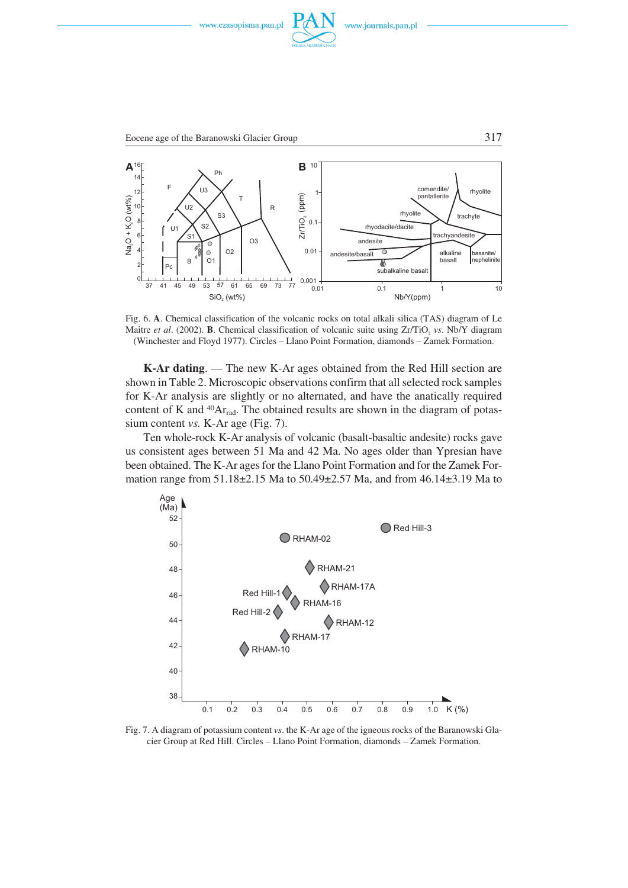Fig. 6. **A**. Chemical classification of the volcanic rocks on total alkali silica (TAS) diagram of Le Maitre *et al*. (2002). **B**. Chemical classification of volcanic suite using $Zr/TiO_2$ *vs*. Nb/Y diagram (Winchester and Floyd 1977). Circles – Llano Point Formation, diamonds – Zamek Formation.

**K-Ar dating**. — The new K-Ar ages obtained from the Red Hill section are shown in Table 2. Microscopic observations confirm that all selected rock samples for K-Ar analysis are slightly or no alternated, and have the anatically required content of K and $^{40}Ar_{rad}$. The obtained results are shown in the diagram of potassium content *vs.* K-Ar age (Fig. 7).

Ten whole-rock K-Ar analysis of volcanic (basalt-basaltic andesite) rocks gave us consistent ages between 51 Ma and 42 Ma. No ages older than Ypresian have been obtained. The K-Ar ages for the Llano Point Formation and for the Zamek Formation range from 51.18±2.15 Ma to 50.49±2.57 Ma, and from 46.14±3.19 Ma to

Fig. 7. A diagram of potassium content *vs*. the K-Ar age of the igneous rocks of the Baranowski Glacier Group at Red Hill. Circles – Llano Point Formation, diamonds – Zamek Formation.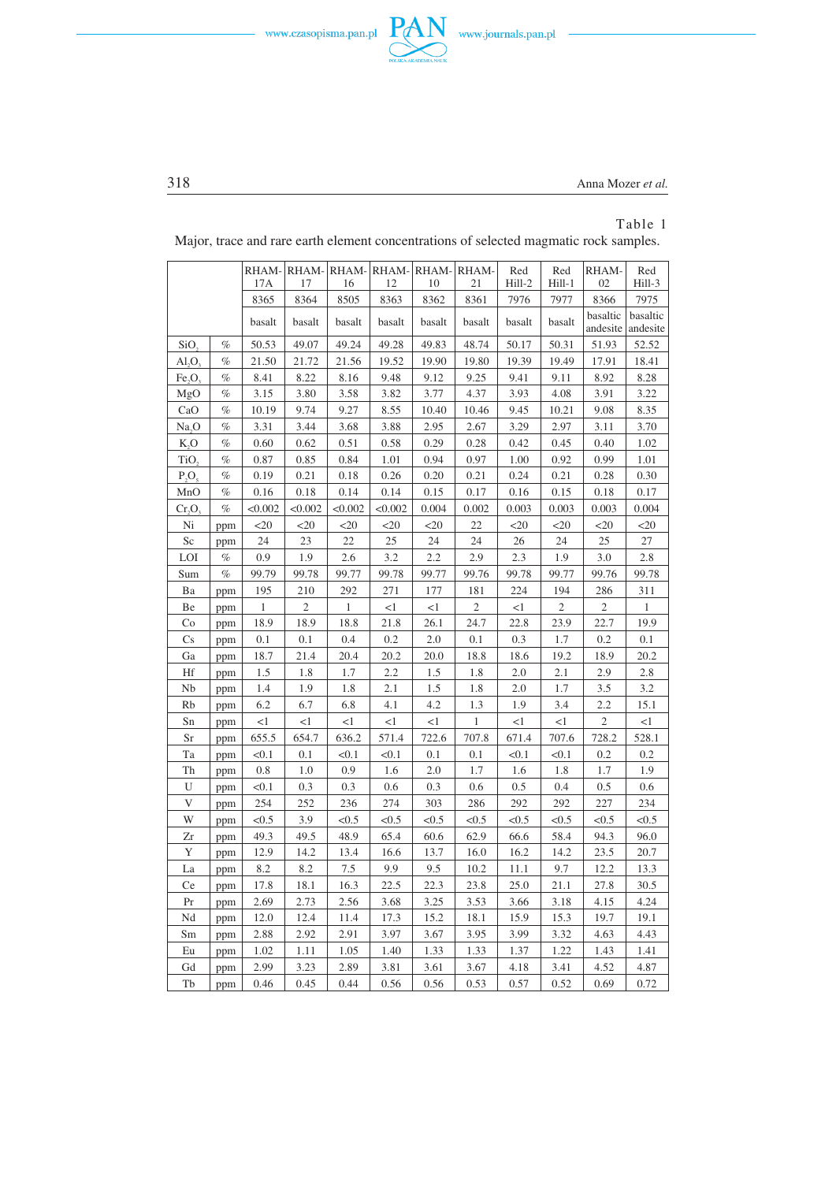Table 1

Major, trace and rare earth element concentrations of selected magmatic rock samples.

| | | RHAM-17A | RHAM-17 | RHAM-16 | RHAM-12 | RHAM-10 | RHAM-21 | Red Hill-2 | Red Hill-1 | RHAM-02 | Red Hill-3 |
|---|---|---|---|---|---|---|---|---|---|---|---|
| | | 8365 | 8364 | 8505 | 8363 | 8362 | 8361 | 7976 | 7977 | 8366 | 7975 |
| | | basalt | basalt | basalt | basalt | basalt | basalt | basalt | basalt | basaltic andesite | basaltic andesite |
| $SiO_2$ | % | 50.53 | 49.07 | 49.24 | 49.28 | 49.83 | 48.74 | 50.17 | 50.31 | 51.93 | 52.52 |
| $Al_2O_3$ | % | 21.50 | 21.72 | 21.56 | 19.52 | 19.90 | 19.80 | 19.39 | 19.49 | 17.91 | 18.41 |
| $Fe_2O_3$ | % | 8.41 | 8.22 | 8.16 | 9.48 | 9.12 | 9.25 | 9.41 | 9.11 | 8.92 | 8.28 |
| MgO | % | 3.15 | 3.80 | 3.58 | 3.82 | 3.77 | 4.37 | 3.93 | 4.08 | 3.91 | 3.22 |
| CaO | % | 10.19 | 9.74 | 9.27 | 8.55 | 10.40 | 10.46 | 9.45 | 10.21 | 9.08 | 8.35 |
| $Na_2O$ | % | 3.31 | 3.44 | 3.68 | 3.88 | 2.95 | 2.67 | 3.29 | 2.97 | 3.11 | 3.70 |
| $K_2O$ | % | 0.60 | 0.62 | 0.51 | 0.58 | 0.29 | 0.28 | 0.42 | 0.45 | 0.40 | 1.02 |
| $TiO_2$ | % | 0.87 | 0.85 | 0.84 | 1.01 | 0.94 | 0.97 | 1.00 | 0.92 | 0.99 | 1.01 |
| $P_2O_5$ | % | 0.19 | 0.21 | 0.18 | 0.26 | 0.20 | 0.21 | 0.24 | 0.21 | 0.28 | 0.30 |
| MnO | % | 0.16 | 0.18 | 0.14 | 0.14 | 0.15 | 0.17 | 0.16 | 0.15 | 0.18 | 0.17 |
| $Cr_2O_3$ | % | <0.002 | <0.002 | <0.002 | <0.002 | 0.004 | 0.002 | 0.003 | 0.003 | 0.003 | 0.004 |
| Ni | ppm | <20 | <20 | <20 | <20 | <20 | 22 | <20 | <20 | <20 | <20 |
| Sc | ppm | 24 | 23 | 22 | 25 | 24 | 24 | 26 | 24 | 25 | 27 |
| LOI | % | 0.9 | 1.9 | 2.6 | 3.2 | 2.2 | 2.9 | 2.3 | 1.9 | 3.0 | 2.8 |
| Sum | % | 99.79 | 99.78 | 99.77 | 99.78 | 99.77 | 99.76 | 99.78 | 99.77 | 99.76 | 99.78 |
| Ba | ppm | 195 | 210 | 292 | 271 | 177 | 181 | 224 | 194 | 286 | 311 |
| Be | ppm | 1 | 2 | 1 | <1 | <1 | 2 | <1 | 2 | 2 | 1 |
| Co | ppm | 18.9 | 18.9 | 18.8 | 21.8 | 26.1 | 24.7 | 22.8 | 23.9 | 22.7 | 19.9 |
| Cs | ppm | 0.1 | 0.1 | 0.4 | 0.2 | 2.0 | 0.1 | 0.3 | 1.7 | 0.2 | 0.1 |
| Ga | ppm | 18.7 | 21.4 | 20.4 | 20.2 | 20.0 | 18.8 | 18.6 | 19.2 | 18.9 | 20.2 |
| Hf | ppm | 1.5 | 1.8 | 1.7 | 2.2 | 1.5 | 1.8 | 2.0 | 2.1 | 2.9 | 2.8 |
| Nb | ppm | 1.4 | 1.9 | 1.8 | 2.1 | 1.5 | 1.8 | 2.0 | 1.7 | 3.5 | 3.2 |
| Rb | ppm | 6.2 | 6.7 | 6.8 | 4.1 | 4.2 | 1.3 | 1.9 | 3.4 | 2.2 | 15.1 |
| Sn | ppm | <1 | <1 | <1 | <1 | <1 | 1 | <1 | <1 | 2 | <1 |
| Sr | ppm | 655.5 | 654.7 | 636.2 | 571.4 | 722.6 | 707.8 | 671.4 | 707.6 | 728.2 | 528.1 |
| Ta | ppm | <0.1 | 0.1 | <0.1 | <0.1 | 0.1 | 0.1 | <0.1 | <0.1 | 0.2 | 0.2 |
| Th | ppm | 0.8 | 1.0 | 0.9 | 1.6 | 2.0 | 1.7 | 1.6 | 1.8 | 1.7 | 1.9 |
| U | ppm | <0.1 | 0.3 | 0.3 | 0.6 | 0.3 | 0.6 | 0.5 | 0.4 | 0.5 | 0.6 |
| V | ppm | 254 | 252 | 236 | 274 | 303 | 286 | 292 | 292 | 227 | 234 |
| W | ppm | <0.5 | 3.9 | <0.5 | <0.5 | <0.5 | <0.5 | <0.5 | <0.5 | <0.5 | <0.5 |
| Zr | ppm | 49.3 | 49.5 | 48.9 | 65.4 | 60.6 | 62.9 | 66.6 | 58.4 | 94.3 | 96.0 |
| Y | ppm | 12.9 | 14.2 | 13.4 | 16.6 | 13.7 | 16.0 | 16.2 | 14.2 | 23.5 | 20.7 |
| La | ppm | 8.2 | 8.2 | 7.5 | 9.9 | 9.5 | 10.2 | 11.1 | 9.7 | 12.2 | 13.3 |
| Ce | ppm | 17.8 | 18.1 | 16.3 | 22.5 | 22.3 | 23.8 | 25.0 | 21.1 | 27.8 | 30.5 |
| Pr | ppm | 2.69 | 2.73 | 2.56 | 3.68 | 3.25 | 3.53 | 3.66 | 3.18 | 4.15 | 4.24 |
| Nd | ppm | 12.0 | 12.4 | 11.4 | 17.3 | 15.2 | 18.1 | 15.9 | 15.3 | 19.7 | 19.1 |
| Sm | ppm | 2.88 | 2.92 | 2.91 | 3.97 | 3.67 | 3.95 | 3.99 | 3.32 | 4.63 | 4.43 |
| Eu | ppm | 1.02 | 1.11 | 1.05 | 1.40 | 1.33 | 1.33 | 1.37 | 1.22 | 1.43 | 1.41 |
| Gd | ppm | 2.99 | 3.23 | 2.89 | 3.81 | 3.61 | 3.67 | 4.18 | 3.41 | 4.52 | 4.87 |
| Tb | ppm | 0.46 | 0.45 | 0.44 | 0.56 | 0.56 | 0.53 | 0.57 | 0.52 | 0.69 | 0.72 |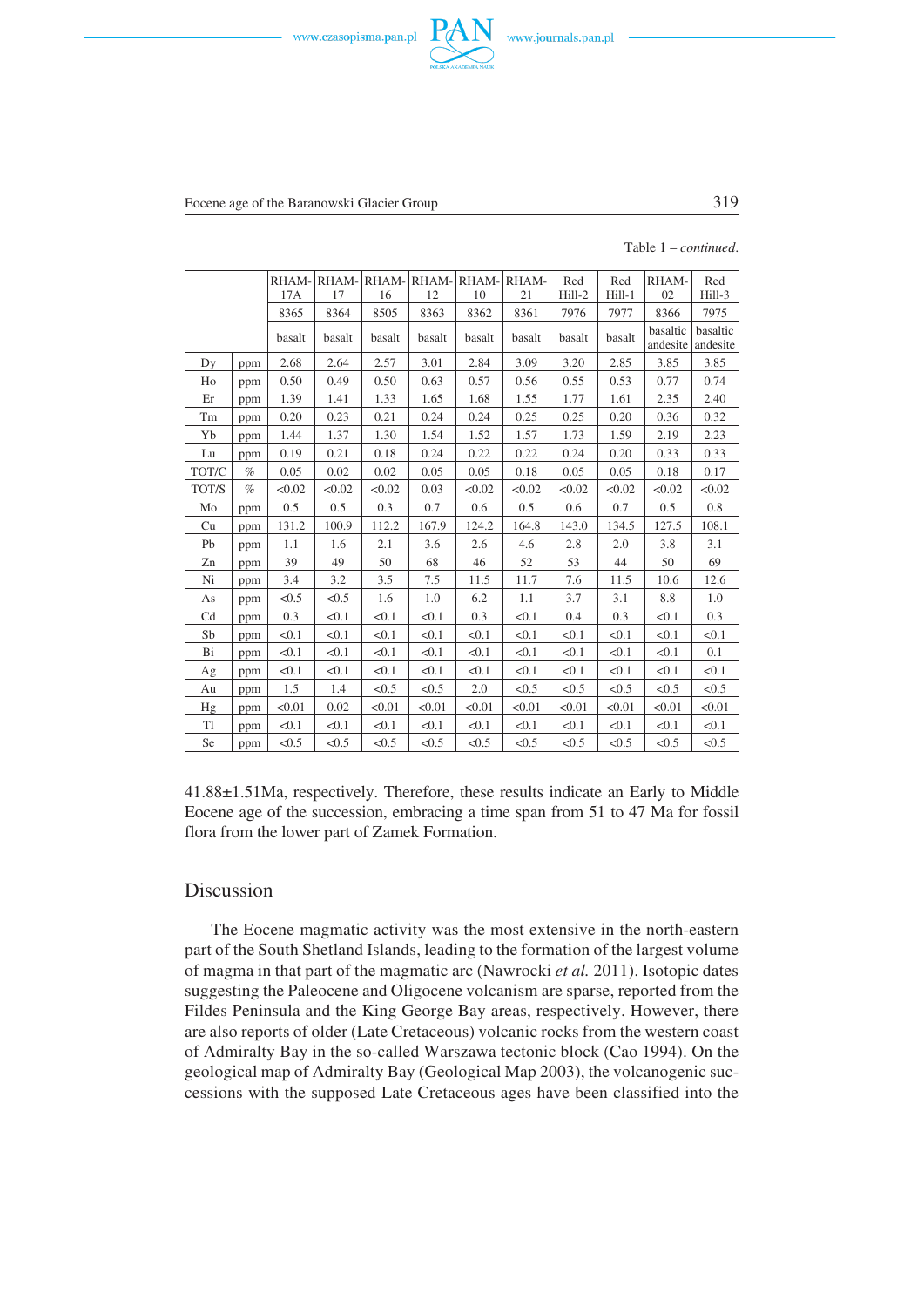Table 1 – *continued.*

| | | RHAM-17A | RHAM-17 | RHAM-16 | RHAM-12 | RHAM-10 | RHAM-21 | Red Hill-2 | Red Hill-1 | RHAM-02 | Red Hill-3 |
|---|---|---|---|---|---|---|---|---|---|---|---|
| | | 8365 | 8364 | 8505 | 8363 | 8362 | 8361 | 7976 | 7977 | 8366 | 7975 |
| | | basalt | basalt | basalt | basalt | basalt | basalt | basalt | basalt | basaltic andesite | basaltic andesite |
| Dy | ppm | 2.68 | 2.64 | 2.57 | 3.01 | 2.84 | 3.09 | 3.20 | 2.85 | 3.85 | 3.85 |
| Ho | ppm | 0.50 | 0.49 | 0.50 | 0.63 | 0.57 | 0.56 | 0.55 | 0.53 | 0.77 | 0.74 |
| Er | ppm | 1.39 | 1.41 | 1.33 | 1.65 | 1.68 | 1.55 | 1.77 | 1.61 | 2.35 | 2.40 |
| Tm | ppm | 0.20 | 0.23 | 0.21 | 0.24 | 0.24 | 0.25 | 0.25 | 0.20 | 0.36 | 0.32 |
| Yb | ppm | 1.44 | 1.37 | 1.30 | 1.54 | 1.52 | 1.57 | 1.73 | 1.59 | 2.19 | 2.23 |
| Lu | ppm | 0.19 | 0.21 | 0.18 | 0.24 | 0.22 | 0.22 | 0.24 | 0.20 | 0.33 | 0.33 |
| TOT/C | % | 0.05 | 0.02 | 0.02 | 0.05 | 0.05 | 0.18 | 0.05 | 0.05 | 0.18 | 0.17 |
| TOT/S | % | <0.02 | <0.02 | <0.02 | 0.03 | <0.02 | <0.02 | <0.02 | <0.02 | <0.02 | <0.02 |
| Mo | ppm | 0.5 | 0.5 | 0.3 | 0.7 | 0.6 | 0.5 | 0.6 | 0.7 | 0.5 | 0.8 |
| Cu | ppm | 131.2 | 100.9 | 112.2 | 167.9 | 124.2 | 164.8 | 143.0 | 134.5 | 127.5 | 108.1 |
| Pb | ppm | 1.1 | 1.6 | 2.1 | 3.6 | 2.6 | 4.6 | 2.8 | 2.0 | 3.8 | 3.1 |
| Zn | ppm | 39 | 49 | 50 | 68 | 46 | 52 | 53 | 44 | 50 | 69 |
| Ni | ppm | 3.4 | 3.2 | 3.5 | 7.5 | 11.5 | 11.7 | 7.6 | 11.5 | 10.6 | 12.6 |
| As | ppm | <0.5 | <0.5 | 1.6 | 1.0 | 6.2 | 1.1 | 3.7 | 3.1 | 8.8 | 1.0 |
| Cd | ppm | 0.3 | <0.1 | <0.1 | <0.1 | 0.3 | <0.1 | 0.4 | 0.3 | <0.1 | 0.3 |
| Sb | ppm | <0.1 | <0.1 | <0.1 | <0.1 | <0.1 | <0.1 | <0.1 | <0.1 | <0.1 | <0.1 |
| Bi | ppm | <0.1 | <0.1 | <0.1 | <0.1 | <0.1 | <0.1 | <0.1 | <0.1 | <0.1 | 0.1 |
| Ag | ppm | <0.1 | <0.1 | <0.1 | <0.1 | <0.1 | <0.1 | <0.1 | <0.1 | <0.1 | <0.1 |
| Au | ppm | 1.5 | 1.4 | <0.5 | <0.5 | 2.0 | <0.5 | <0.5 | <0.5 | <0.5 | <0.5 |
| Hg | ppm | <0.01 | 0.02 | <0.01 | <0.01 | <0.01 | <0.01 | <0.01 | <0.01 | <0.01 | <0.01 |
| Tl | ppm | <0.1 | <0.1 | <0.1 | <0.1 | <0.1 | <0.1 | <0.1 | <0.1 | <0.1 | <0.1 |
| Se | ppm | <0.5 | <0.5 | <0.5 | <0.5 | <0.5 | <0.5 | <0.5 | <0.5 | <0.5 | <0.5 |

41.88±1.51Ma, respectively. Therefore, these results indicate an Early to Middle Eocene age of the succession, embracing a time span from 51 to 47 Ma for fossil flora from the lower part of Zamek Formation.

## Discussion

The Eocene magmatic activity was the most extensive in the north-eastern part of the South Shetland Islands, leading to the formation of the largest volume of magma in that part of the magmatic arc (Nawrocki *et al.* 2011). Isotopic dates suggesting the Paleocene and Oligocene volcanism are sparse, reported from the Fildes Peninsula and the King George Bay areas, respectively. However, there are also reports of older (Late Cretaceous) volcanic rocks from the western coast of Admiralty Bay in the so-called Warszawa tectonic block (Cao 1994). On the geological map of Admiralty Bay (Geological Map 2003), the volcanogenic successions with the supposed Late Cretaceous ages have been classified into the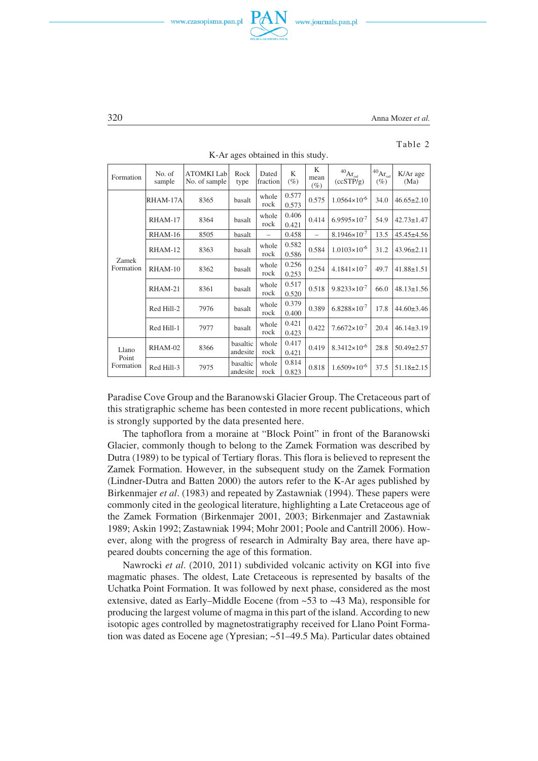Table 2

K-Ar ages obtained in this study.

| Formation | No. of sample | ATOMKI Lab No. of sample | Rock type | Dated fraction | K (%) | K mean (%) | $^{40}Ar_{rad}$ (ccSTP/g) | $^{40}Ar_{rad}$ (%) | K/Ar age (Ma) |
|---|---|---|---|---|---|---|---|---|---|
| Zamek Formation | RHAM-17A | 8365 | basalt | whole rock | 0.577 0.573 | 0.575 | $1.0564 \times 10^{-6}$ | 34.0 | 46.65±2.10 |
| | RHAM-17 | 8364 | basalt | whole rock | 0.406 0.421 | 0.414 | $6.9595 \times 10^{-7}$ | 54.9 | 42.73±1.47 |
| | RHAM-16 | 8505 | basalt | – | 0.458 | – | $8.1946 \times 10^{-7}$ | 13.5 | 45.45±4.56 |
| | RHAM-12 | 8363 | basalt | whole rock | 0.582 0.586 | 0.584 | $1.0103 \times 10^{-6}$ | 31.2 | 43.96±2.11 |
| | RHAM-10 | 8362 | basalt | whole rock | 0.256 0.253 | 0.254 | $4.1841 \times 10^{-7}$ | 49.7 | 41.88±1.51 |
| | RHAM-21 | 8361 | basalt | whole rock | 0.517 0.520 | 0.518 | $9.8233 \times 10^{-7}$ | 66.0 | 48.13±1.56 |
| | Red Hill-2 | 7976 | basalt | whole rock | 0.379 0.400 | 0.389 | $6.8288 \times 10^{-7}$ | 17.8 | 44.60±3.46 |
| | Red Hill-1 | 7977 | basalt | whole rock | 0.421 0.423 | 0.422 | $7.6672 \times 10^{-7}$ | 20.4 | 46.14±3.19 |
| Llano Point Formation | RHAM-02 | 8366 | basaltic andesite | whole rock | 0.417 0.421 | 0.419 | $8.3412 \times 10^{-6}$ | 28.8 | 50.49±2.57 |
| | Red Hill-3 | 7975 | basaltic andesite | whole rock | 0.814 0.823 | 0.818 | $1.6509 \times 10^{-6}$ | 37.5 | 51.18±2.15 |

Paradise Cove Group and the Baranowski Glacier Group. The Cretaceous part of this stratigraphic scheme has been contested in more recent publications, which is strongly supported by the data presented here.

The taphoflora from a moraine at "Block Point" in front of the Baranowski Glacier, commonly though to belong to the Zamek Formation was described by Dutra (1989) to be typical of Tertiary floras. This flora is believed to represent the Zamek Formation. However, in the subsequent study on the Zamek Formation (Lindner-Dutra and Batten 2000) the autors refer to the K-Ar ages published by Birkenmajer *et al*. (1983) and repeated by Zastawniak (1994). These papers were commonly cited in the geological literature, highlighting a Late Cretaceous age of the Zamek Formation (Birkenmajer 2001, 2003; Birkenmajer and Zastawniak 1989; Askin 1992; Zastawniak 1994; Mohr 2001; Poole and Cantrill 2006). However, along with the progress of research in Admiralty Bay area, there have appeared doubts concerning the age of this formation.

Nawrocki *et al*. (2010, 2011) subdivided volcanic activity on KGI into five magmatic phases. The oldest, Late Cretaceous is represented by basalts of the Uchatka Point Formation. It was followed by next phase, considered as the most extensive, dated as Early–Middle Eocene (from ~53 to ~43 Ma), responsible for producing the largest volume of magma in this part of the island. According to new isotopic ages controlled by magnetostratigraphy received for Llano Point Formation was dated as Eocene age (Ypresian; ~51–49.5 Ma). Particular dates obtained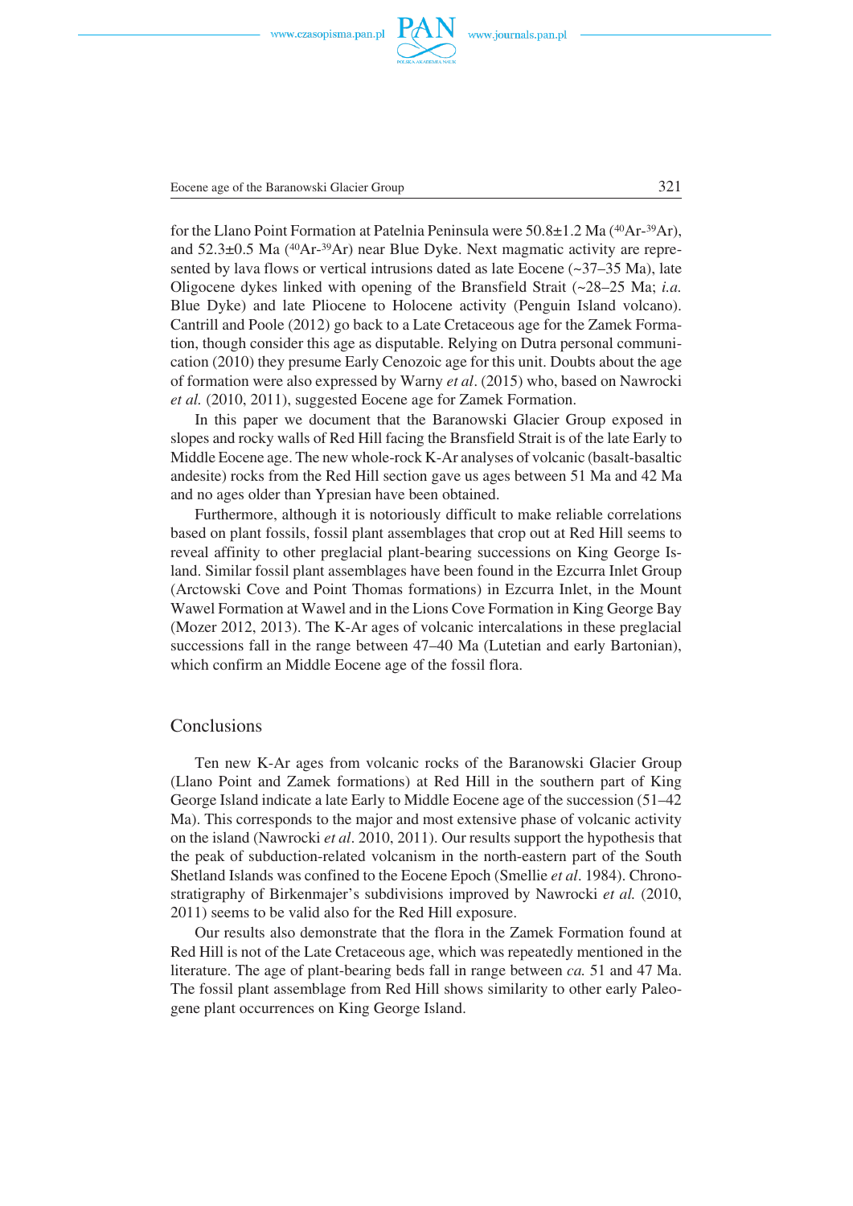for the Llano Point Formation at Patelnia Peninsula were 50.8±1.2 Ma ($^{40}Ar$-$^{39}Ar$), and 52.3±0.5 Ma ($^{40}Ar$-$^{39}Ar$) near Blue Dyke. Next magmatic activity are represented by lava flows or vertical intrusions dated as late Eocene (~37–35 Ma), late Oligocene dykes linked with opening of the Bransfield Strait (~28–25 Ma; *i.a.* Blue Dyke) and late Pliocene to Holocene activity (Penguin Island volcano). Cantrill and Poole (2012) go back to a Late Cretaceous age for the Zamek Formation, though consider this age as disputable. Relying on Dutra personal communication (2010) they presume Early Cenozoic age for this unit. Doubts about the age of formation were also expressed by Warny *et al*. (2015) who, based on Nawrocki *et al.* (2010, 2011), suggested Eocene age for Zamek Formation.

In this paper we document that the Baranowski Glacier Group exposed in slopes and rocky walls of Red Hill facing the Bransfield Strait is of the late Early to Middle Eocene age. The new whole-rock K-Ar analyses of volcanic (basalt-basaltic andesite) rocks from the Red Hill section gave us ages between 51 Ma and 42 Ma and no ages older than Ypresian have been obtained.

Furthermore, although it is notoriously difficult to make reliable correlations based on plant fossils, fossil plant assemblages that crop out at Red Hill seems to reveal affinity to other preglacial plant-bearing successions on King George Island. Similar fossil plant assemblages have been found in the Ezcurra Inlet Group (Arctowski Cove and Point Thomas formations) in Ezcurra Inlet, in the Mount Wawel Formation at Wawel and in the Lions Cove Formation in King George Bay (Mozer 2012, 2013). The K-Ar ages of volcanic intercalations in these preglacial successions fall in the range between 47–40 Ma (Lutetian and early Bartonian), which confirm an Middle Eocene age of the fossil flora.

## Conclusions

Ten new K-Ar ages from volcanic rocks of the Baranowski Glacier Group (Llano Point and Zamek formations) at Red Hill in the southern part of King George Island indicate a late Early to Middle Eocene age of the succession (51–42 Ma). This corresponds to the major and most extensive phase of volcanic activity on the island (Nawrocki *et al*. 2010, 2011). Our results support the hypothesis that the peak of subduction-related volcanism in the north-eastern part of the South Shetland Islands was confined to the Eocene Epoch (Smellie *et al*. 1984). Chronostratigraphy of Birkenmajer's subdivisions improved by Nawrocki *et al.* (2010, 2011) seems to be valid also for the Red Hill exposure.

Our results also demonstrate that the flora in the Zamek Formation found at Red Hill is not of the Late Cretaceous age, which was repeatedly mentioned in the literature. The age of plant-bearing beds fall in range between *ca.* 51 and 47 Ma. The fossil plant assemblage from Red Hill shows similarity to other early Paleogene plant occurrences on King George Island.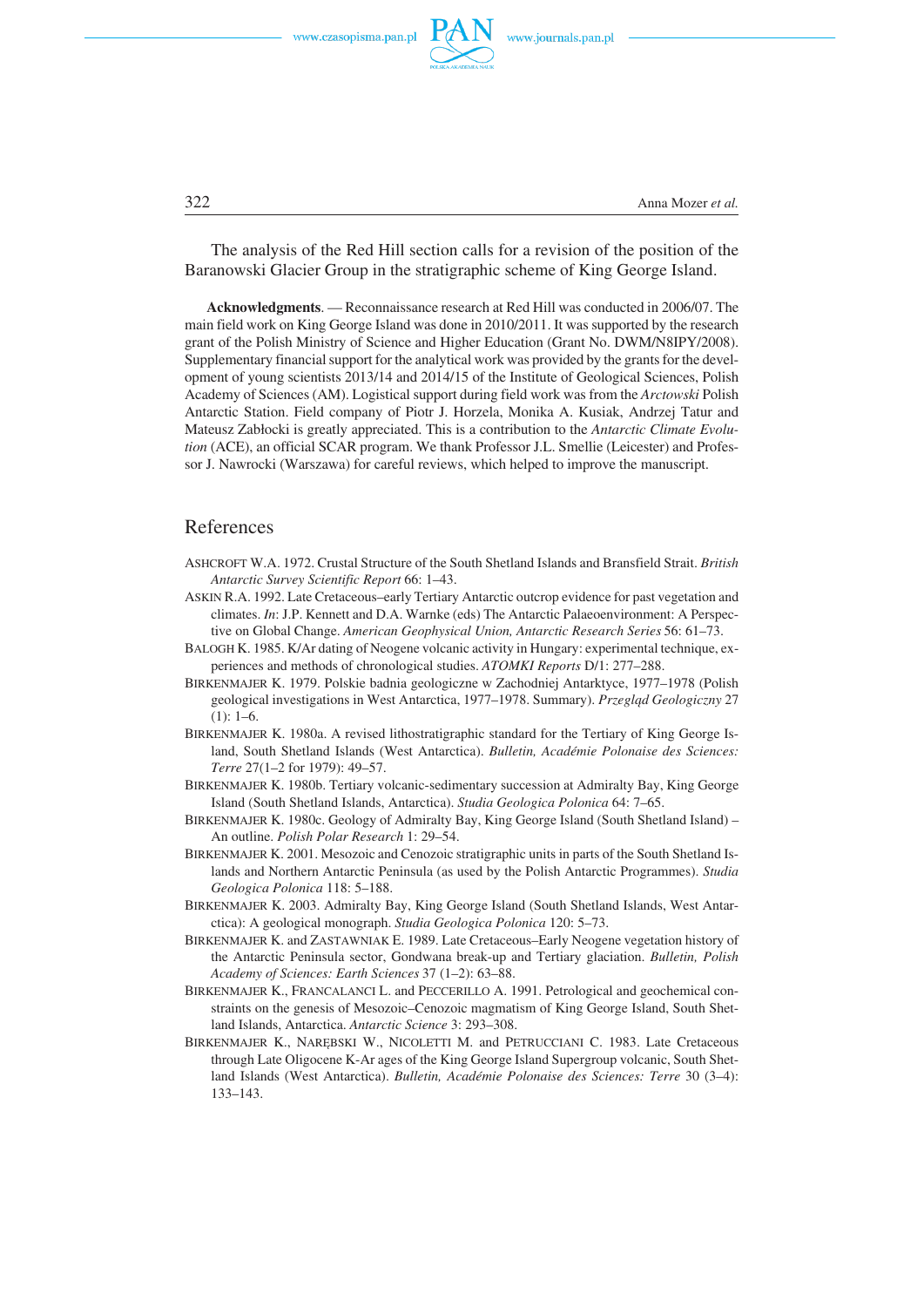The analysis of the Red Hill section calls for a revision of the position of the Baranowski Glacier Group in the stratigraphic scheme of King George Island.

**Acknowledgments**. — Reconnaissance research at Red Hill was conducted in 2006/07. The main field work on King George Island was done in 2010/2011. It was supported by the research grant of the Polish Ministry of Science and Higher Education (Grant No. DWM/N8IPY/2008). Supplementary financial support for the analytical work was provided by the grants for the development of young scientists 2013/14 and 2014/15 of the Institute of Geological Sciences, Polish Academy of Sciences (AM). Logistical support during field work was from the *Arctowski* Polish Antarctic Station. Field company of Piotr J. Horzela, Monika A. Kusiak, Andrzej Tatur and Mateusz Zabłocki is greatly appreciated. This is a contribution to the *Antarctic Climate Evolution* (ACE), an official SCAR program. We thank Professor J.L. Smellie (Leicester) and Professor J. Nawrocki (Warszawa) for careful reviews, which helped to improve the manuscript.

## References

ASHCROFT W.A. 1972. Crustal Structure of the South Shetland Islands and Bransfield Strait. *British Antarctic Survey Scientific Report* 66: 1–43.

ASKIN R.A. 1992. Late Cretaceous–early Tertiary Antarctic outcrop evidence for past vegetation and climates. *In*: J.P. Kennett and D.A. Warnke (eds) The Antarctic Palaeoenvironment: A Perspective on Global Change. *American Geophysical Union, Antarctic Research Series* 56: 61–73.

BALOGH K. 1985. K/Ar dating of Neogene volcanic activity in Hungary: experimental technique, experiences and methods of chronological studies. *ATOMKI Reports* D/1: 277–288.

BIRKENMAJER K. 1979. Polskie badnia geologiczne w Zachodniej Antarktyce, 1977–1978 (Polish geological investigations in West Antarctica, 1977–1978. Summary). *Przegląd Geologiczny* 27 (1): 1–6.

BIRKENMAJER K. 1980a. A revised lithostratigraphic standard for the Tertiary of King George Island, South Shetland Islands (West Antarctica). *Bulletin, Académie Polonaise des Sciences: Terre* 27(1–2 for 1979): 49–57.

BIRKENMAJER K. 1980b. Tertiary volcanic-sedimentary succession at Admiralty Bay, King George Island (South Shetland Islands, Antarctica). *Studia Geologica Polonica* 64: 7–65.

BIRKENMAJER K. 1980c. Geology of Admiralty Bay, King George Island (South Shetland Island) – An outline. *Polish Polar Research* 1: 29–54.

BIRKENMAJER K. 2001. Mesozoic and Cenozoic stratigraphic units in parts of the South Shetland Islands and Northern Antarctic Peninsula (as used by the Polish Antarctic Programmes). *Studia Geologica Polonica* 118: 5–188.

BIRKENMAJER K. 2003. Admiralty Bay, King George Island (South Shetland Islands, West Antarctica): A geological monograph. *Studia Geologica Polonica* 120: 5–73.

BIRKENMAJER K. and ZASTAWNIAK E. 1989. Late Cretaceous–Early Neogene vegetation history of the Antarctic Peninsula sector, Gondwana break-up and Tertiary glaciation. *Bulletin, Polish Academy of Sciences: Earth Sciences* 37 (1–2): 63–88.

BIRKENMAJER K., FRANCALANCI L. and PECCERILLO A. 1991. Petrological and geochemical constraints on the genesis of Mesozoic–Cenozoic magmatism of King George Island, South Shetland Islands, Antarctica. *Antarctic Science* 3: 293–308.

BIRKENMAJER K., NARĘBSKI W., NICOLETTI M. and PETRUCCIANI C. 1983. Late Cretaceous through Late Oligocene K-Ar ages of the King George Island Supergroup volcanic, South Shetland Islands (West Antarctica). *Bulletin, Académie Polonaise des Sciences: Terre* 30 (3–4): 133–143.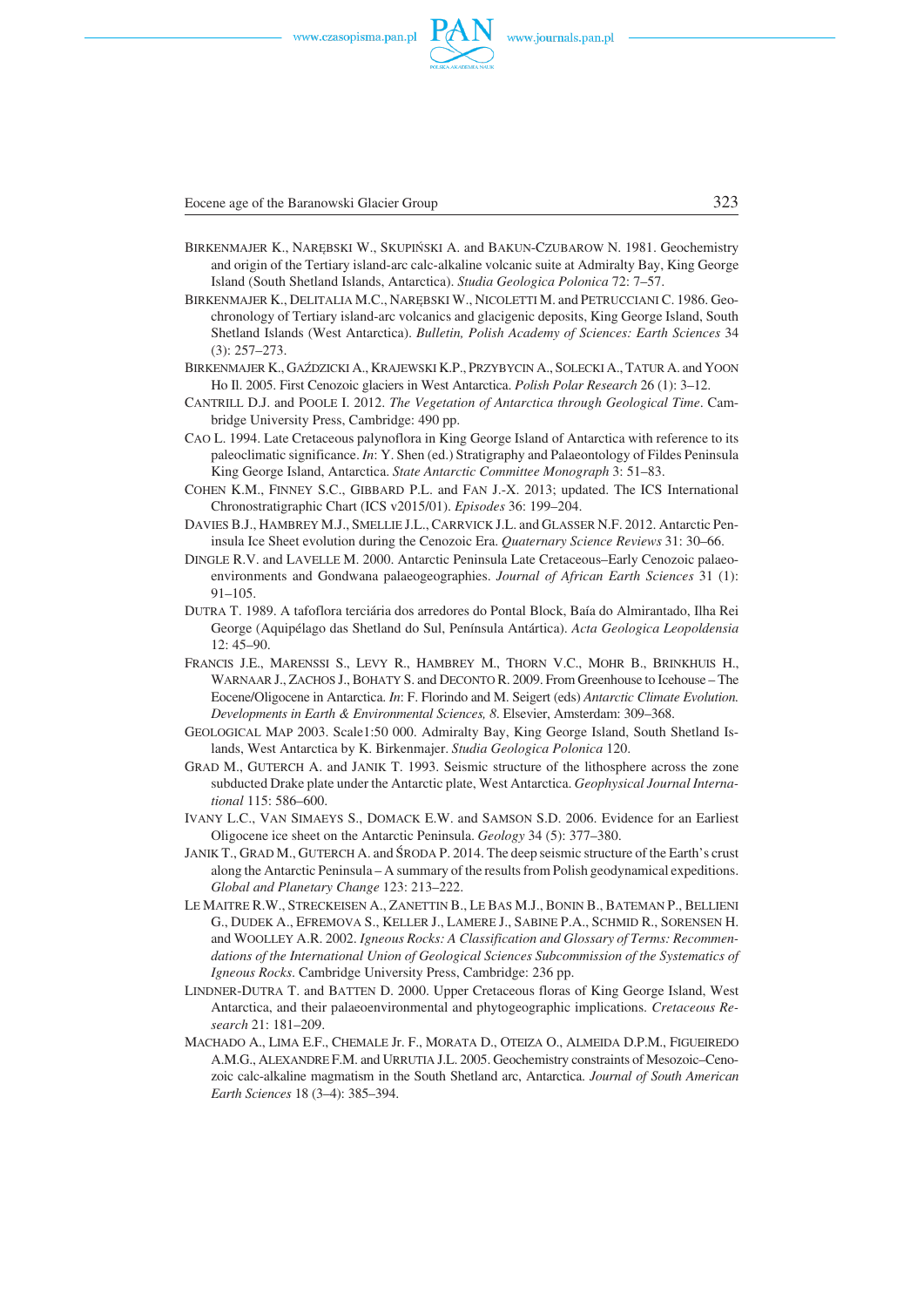BIRKENMAJER K., NARĘBSKI W., SKUPIŃSKI A. and BAKUN-CZUBAROW N. 1981. Geochemistry and origin of the Tertiary island-arc calc-alkaline volcanic suite at Admiralty Bay, King George Island (South Shetland Islands, Antarctica). *Studia Geologica Polonica* 72: 7–57.

BIRKENMAJER K., DELITALIA M.C., NARĘBSKI W., NICOLETTI M. and PETRUCCIANI C. 1986. Geochronology of Tertiary island-arc volcanics and glacigenic deposits, King George Island, South Shetland Islands (West Antarctica). *Bulletin, Polish Academy of Sciences: Earth Sciences* 34 (3): 257–273.

BIRKENMAJER K., GAŹDZICKI A., KRAJEWSKI K.P., PRZYBYCIN A., SOLECKI A., TATUR A. and YOON Ho Il. 2005. First Cenozoic glaciers in West Antarctica. *Polish Polar Research* 26 (1): 3–12.

CANTRILL D.J. and POOLE I. 2012. *The Vegetation of Antarctica through Geological Time*. Cambridge University Press, Cambridge: 490 pp.

CAO L. 1994. Late Cretaceous palynoflora in King George Island of Antarctica with reference to its paleoclimatic significance. *In*: Y. Shen (ed.) Stratigraphy and Palaeontology of Fildes Peninsula King George Island, Antarctica. *State Antarctic Committee Monograph* 3: 51–83.

COHEN K.M., FINNEY S.C., GIBBARD P.L. and FAN J.-X. 2013; updated. The ICS International Chronostratigraphic Chart (ICS v2015/01). *Episodes* 36: 199–204.

DAVIES B.J., HAMBREY M.J., SMELLIE J.L., CARRVICK J.L. and GLASSER N.F. 2012. Antarctic Peninsula Ice Sheet evolution during the Cenozoic Era. *Quaternary Science Reviews* 31: 30–66.

DINGLE R.V. and LAVELLE M. 2000. Antarctic Peninsula Late Cretaceous–Early Cenozoic palaeoenvironments and Gondwana palaeogeographies. *Journal of African Earth Sciences* 31 (1): 91–105.

DUTRA T. 1989. A tafoflora terciária dos arredores do Pontal Block, Baía do Almirantado, Ilha Rei George (Aquipélago das Shetland do Sul, Península Antártica). *Acta Geologica Leopoldensia* 12: 45–90.

FRANCIS J.E., MARENSSI S., LEVY R., HAMBREY M., THORN V.C., MOHR B., BRINKHUIS H., WARNAAR J., ZACHOS J., BOHATY S. and DECONTO R. 2009. From Greenhouse to Icehouse – The Eocene/Oligocene in Antarctica. *In*: F. Florindo and M. Seigert (eds) *Antarctic Climate Evolution. Developments in Earth & Environmental Sciences, 8*. Elsevier, Amsterdam: 309–368.

GEOLOGICAL MAP 2003. Scale1:50 000. Admiralty Bay, King George Island, South Shetland Islands, West Antarctica by K. Birkenmajer. *Studia Geologica Polonica* 120.

GRAD M., GUTERCH A. and JANIK T. 1993. Seismic structure of the lithosphere across the zone subducted Drake plate under the Antarctic plate, West Antarctica. *Geophysical Journal International* 115: 586–600.

IVANY L.C., VAN SIMAEYS S., DOMACK E.W. and SAMSON S.D. 2006. Evidence for an Earliest Oligocene ice sheet on the Antarctic Peninsula. *Geology* 34 (5): 377–380.

JANIK T., GRAD M., GUTERCH A. and ŚRODA P. 2014. The deep seismic structure of the Earth's crust along the Antarctic Peninsula – A summary of the results from Polish geodynamical expeditions. *Global and Planetary Change* 123: 213–222.

LE MAITRE R.W., STRECKEISEN A., ZANETTIN B., LE BAS M.J., BONIN B., BATEMAN P., BELLIENI G., DUDEK A., EFREMOVA S., KELLER J., LAMERE J., SABINE P.A., SCHMID R., SORENSEN H. and WOOLLEY A.R. 2002. *Igneous Rocks: A Classification and Glossary of Terms: Recommendations of the International Union of Geological Sciences Subcommission of the Systematics of Igneous Rocks*. Cambridge University Press, Cambridge: 236 pp.

LINDNER-DUTRA T. and BATTEN D. 2000. Upper Cretaceous floras of King George Island, West Antarctica, and their palaeoenvironmental and phytogeographic implications. *Cretaceous Research* 21: 181–209.

MACHADO A., LIMA E.F., CHEMALE Jr. F., MORATA D., OTEIZA O., ALMEIDA D.P.M., FIGUEIREDO A.M.G., ALEXANDRE F.M. and URRUTIA J.L. 2005. Geochemistry constraints of Mesozoic–Cenozoic calc-alkaline magmatism in the South Shetland arc, Antarctica. *Journal of South American Earth Sciences* 18 (3–4): 385–394.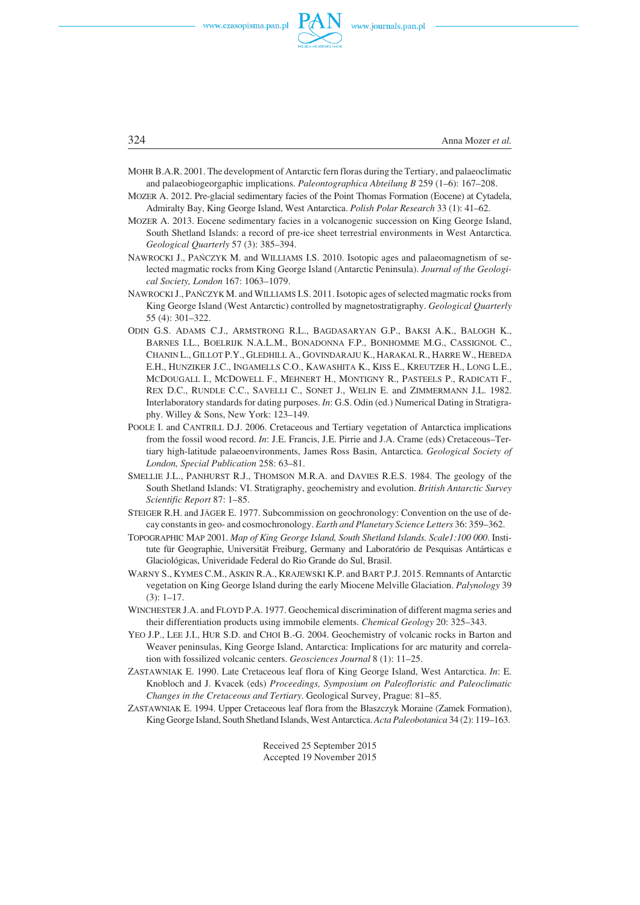MOHR B.A.R. 2001. The development of Antarctic fern floras during the Tertiary, and palaeoclimatic and palaeobiogeorgaphic implications. *Paleontographica Abteilung B* 259 (1–6): 167–208.

MOZER A. 2012. Pre-glacial sedimentary facies of the Point Thomas Formation (Eocene) at Cytadela, Admiralty Bay, King George Island, West Antarctica. *Polish Polar Research* 33 (1): 41–62.

MOZER A. 2013. Eocene sedimentary facies in a volcanogenic succession on King George Island, South Shetland Islands: a record of pre-ice sheet terrestrial environments in West Antarctica. *Geological Quarterly* 57 (3): 385–394.

NAWROCKI J., PAŃCZYK M. and WILLIAMS I.S. 2010. Isotopic ages and palaeomagnetism of selected magmatic rocks from King George Island (Antarctic Peninsula). *Journal of the Geological Society, London* 167: 1063–1079.

NAWROCKI J., PAŃCZYK M. and WILLIAMS I.S. 2011. Isotopic ages of selected magmatic rocks from King George Island (West Antarctic) controlled by magnetostratigraphy. *Geological Quarterly* 55 (4): 301–322.

ODIN G.S. ADAMS C.J., ARMSTRONG R.L., BAGDASARYAN G.P., BAKSI A.K., BALOGH K., BARNES I.L., BOELRIJK N.A.L.M., BONADONNA F.P., BONHOMME M.G., CASSIGNOL C., CHANIN L., GILLOT P.Y., GLEDHILL A., GOVINDARAJU K., HARAKAL R., HARRE W., HEBEDA E.H., HUNZIKER J.C., INGAMELLS C.O., KAWASHITA K., KISS E., KREUTZER H., LONG L.E., MCDOUGALL I., MCDOWELL F., MEHNERT H., MONTIGNY R., PASTEELS P., RADICATI F., REX D.C., RUNDLE C.C., SAVELLI C., SONET J., WELIN E. and ZIMMERMANN J.L. 1982. Interlaboratory standards for dating purposes. *In*: G.S. Odin (ed.) Numerical Dating in Stratigraphy. Willey & Sons, New York: 123–149.

POOLE I. and CANTRILL D.J. 2006. Cretaceous and Tertiary vegetation of Antarctica implications from the fossil wood record. *In*: J.E. Francis, J.E. Pirrie and J.A. Crame (eds) Cretaceous–Tertiary high-latitude palaeoenvironments, James Ross Basin, Antarctica. *Geological Society of London, Special Publication* 258: 63–81.

SMELLIE J.L., PANHURST R.J., THOMSON M.R.A. and DAVIES R.E.S. 1984. The geology of the South Shetland Islands: VI. Stratigraphy, geochemistry and evolution. *British Antarctic Survey Scientific Report* 87: 1–85.

STEIGER R.H. and JÄGER E. 1977. Subcommission on geochronology: Convention on the use of decay constants in geo- and cosmochronology. *Earth and Planetary Science Letters* 36: 359–362.

TOPOGRAPHIC MAP 2001. *Map of King George Island, South Shetland Islands. Scale1:100 000*. Institute für Geographie, Universität Freiburg, Germany and Laboratório de Pesquisas Antárticas e Glaciológicas, Univeridade Federal do Rio Grande do Sul, Brasil.

WARNY S., KYMES C.M., ASKIN R.A., KRAJEWSKI K.P. and BART P.J. 2015. Remnants of Antarctic vegetation on King George Island during the early Miocene Melville Glaciation. *Palynology* 39 (3): 1–17.

WINCHESTER J.A. and FLOYD P.A. 1977. Geochemical discrimination of different magma series and their differentiation products using immobile elements. *Chemical Geology* 20: 325–343.

YEO J.P., LEE J.I., HUR S.D. and CHOI B.-G. 2004. Geochemistry of volcanic rocks in Barton and Weaver peninsulas, King George Island, Antarctica: Implications for arc maturity and correlation with fossilized volcanic centers. *Geosciences Journal* 8 (1): 11–25.

ZASTAWNIAK E. 1990. Late Cretaceous leaf flora of King George Island, West Antarctica. *In*: E. Knobloch and J. Kvacek (eds) *Proceedings, Symposium on Paleofloristic and Paleoclimatic Changes in the Cretaceous and Tertiary*. Geological Survey, Prague: 81–85.

ZASTAWNIAK E. 1994. Upper Cretaceous leaf flora from the Błaszczyk Moraine (Zamek Formation), King George Island, South Shetland Islands, West Antarctica. *Acta Paleobotanica* 34 (2): 119–163.

Received 25 September 2015
Accepted 19 November 2015